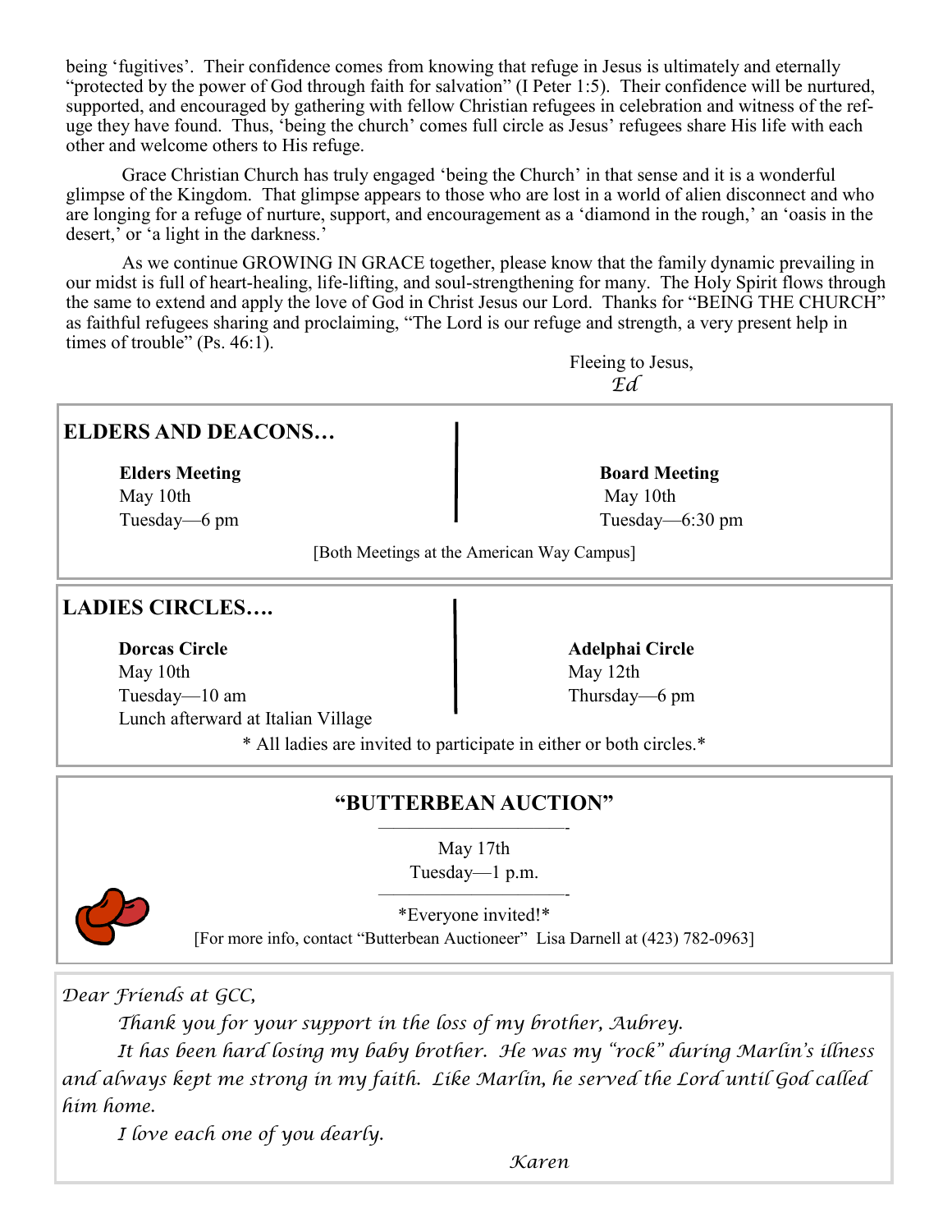being 'fugitives'. Their confidence comes from knowing that refuge in Jesus is ultimately and eternally "protected by the power of God through faith for salvation" (I Peter 1:5). Their confidence will be nurtured, supported, and encouraged by gathering with fellow Christian refugees in celebration and witness of the refuge they have found. Thus, 'being the church' comes full circle as Jesus' refugees share His life with each other and welcome others to His refuge.

Grace Christian Church has truly engaged 'being the Church' in that sense and it is a wonderful glimpse of the Kingdom. That glimpse appears to those who are lost in a world of alien disconnect and who are longing for a refuge of nurture, support, and encouragement as a 'diamond in the rough,' an 'oasis in the desert,' or 'a light in the darkness.'

As we continue GROWING IN GRACE together, please know that the family dynamic prevailing in our midst is full of heart-healing, life-lifting, and soul-strengthening for many. The Holy Spirit flows through the same to extend and apply the love of God in Christ Jesus our Lord. Thanks for "BEING THE CHURCH" as faithful refugees sharing and proclaiming, "The Lord is our refuge and strength, a very present help in times of trouble" (Ps. 46:1).

Fleeing to Jesus,
*Ed*

## ELDERS AND DEACONS…

**Elders Meeting**
May 10th
Tuesday—6 pm

**Board Meeting**
May 10th
Tuesday—6:30 pm

[Both Meetings at the American Way Campus]

## LADIES CIRCLES….

**Dorcas Circle**
May 10th
Tuesday—10 am
Lunch afterward at Italian Village

**Adelphai Circle**
May 12th
Thursday—6 pm

* All ladies are invited to participate in either or both circles.*

## "BUTTERBEAN AUCTION"

May 17th
Tuesday—1 p.m.

*Everyone invited!*
[For more info, contact "Butterbean Auctioneer" Lisa Darnell at (423) 782-0963]

*Dear Friends at GCC,*

*Thank you for your support in the loss of my brother, Aubrey.*

*It has been hard losing my baby brother. He was my "rock" during Marlin's illness and always kept me strong in my faith. Like Marlin, he served the Lord until God called him home.*

*I love each one of you dearly.*

*Karen*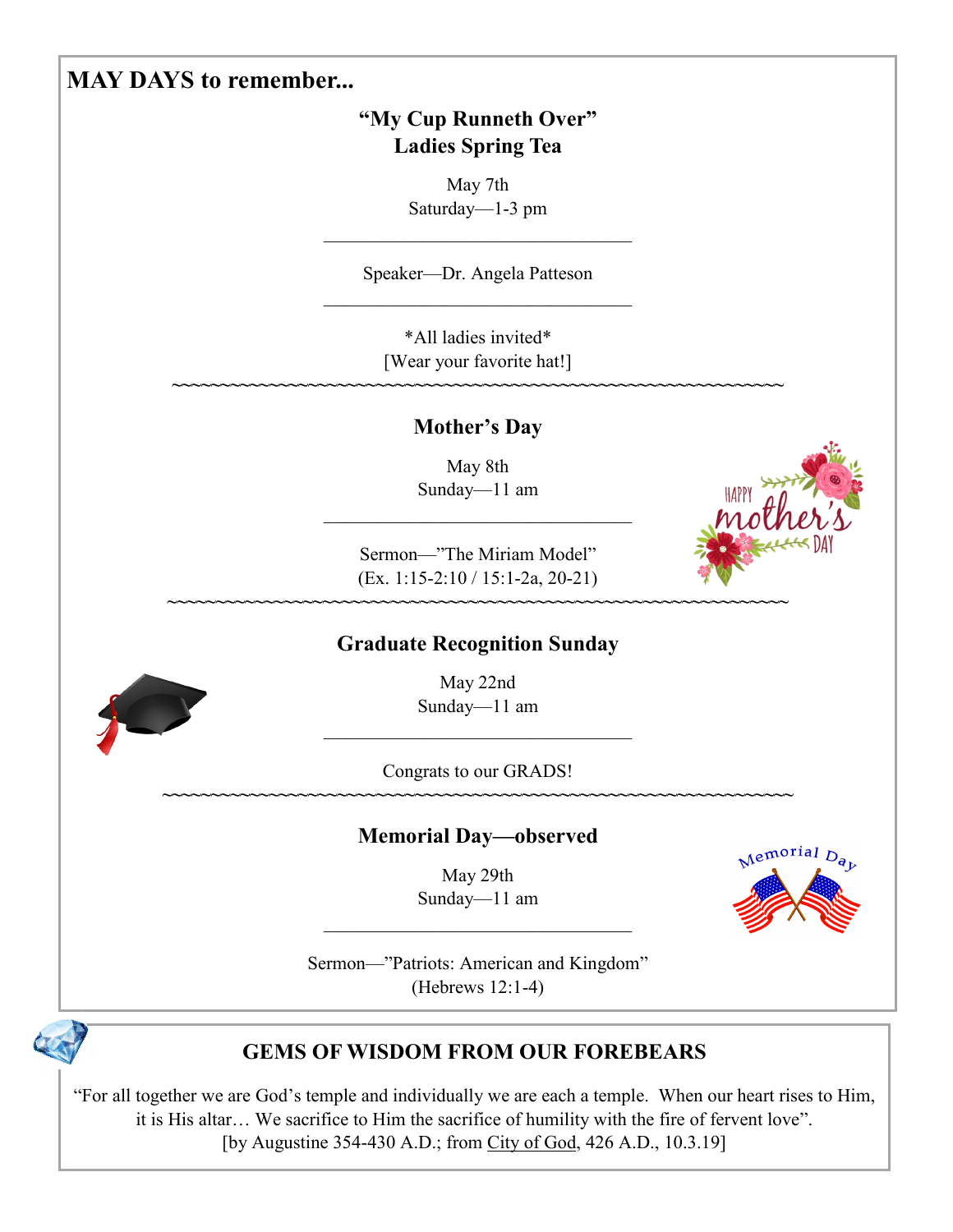## MAY DAYS to remember...

### "My Cup Runneth Over"
### Ladies Spring Tea

May 7th
Saturday—1-3 pm

---

Speaker—Dr. Angela Patteson

---

*All ladies invited*
[Wear your favorite hat!]

~~~~~~~~~~~~~~~~~~~~~~~~~~~~~~~~~~~~~~~~~~~~~~~~~~~~~~~~~~~~~~~~~~~~

### Mother's Day

May 8th
Sunday—11 am

---

Sermon—"The Miriam Model"
(Ex. 1:15-2:10 / 15:1-2a, 20-21)

~~~~~~~~~~~~~~~~~~~~~~~~~~~~~~~~~~~~~~~~~~~~~~~~~~~~~~~~~~~~~~~~~~~~

### Graduate Recognition Sunday

May 22nd
Sunday—11 am

---

Congrats to our GRADS!

~~~~~~~~~~~~~~~~~~~~~~~~~~~~~~~~~~~~~~~~~~~~~~~~~~~~~~~~~~~~~~~~~~~~

### Memorial Day—observed

May 29th
Sunday—11 am

---

Sermon—"Patriots: American and Kingdom"
(Hebrews 12:1-4)

## GEMS OF WISDOM FROM OUR FOREBEARS

"For all together we are God's temple and individually we are each a temple. When our heart rises to Him, it is His altar… We sacrifice to Him the sacrifice of humility with the fire of fervent love".
[by Augustine 354-430 A.D.; from City of God, 426 A.D., 10.3.19]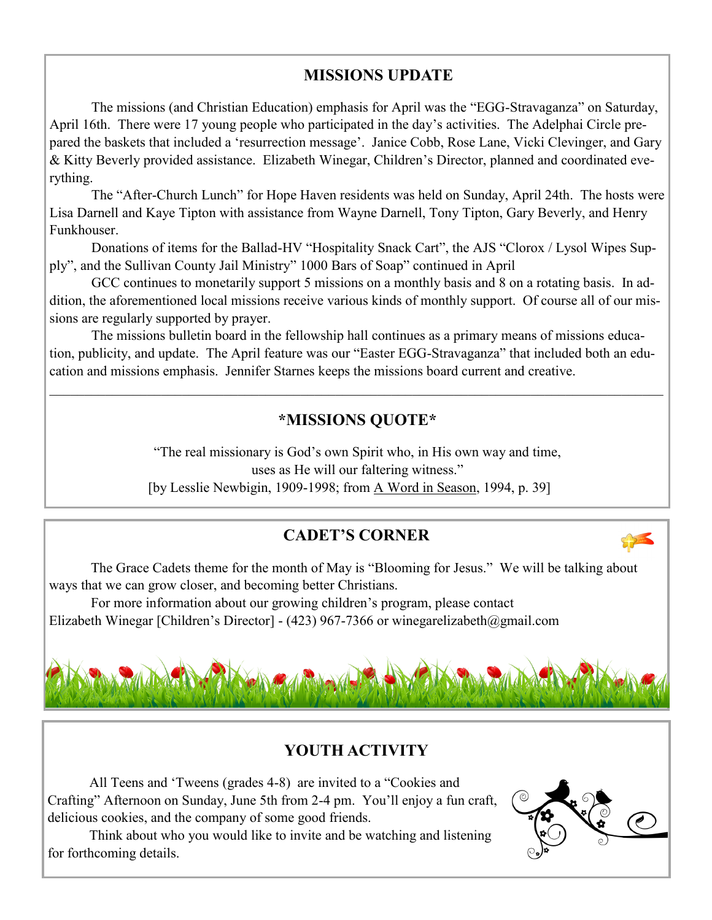## MISSIONS UPDATE

The missions (and Christian Education) emphasis for April was the "EGG-Stravaganza" on Saturday, April 16th. There were 17 young people who participated in the day's activities. The Adelphai Circle prepared the baskets that included a 'resurrection message'. Janice Cobb, Rose Lane, Vicki Clevinger, and Gary & Kitty Beverly provided assistance. Elizabeth Winegar, Children's Director, planned and coordinated everything.

The "After-Church Lunch" for Hope Haven residents was held on Sunday, April 24th. The hosts were Lisa Darnell and Kaye Tipton with assistance from Wayne Darnell, Tony Tipton, Gary Beverly, and Henry Funkhouser.

Donations of items for the Ballad-HV "Hospitality Snack Cart", the AJS "Clorox / Lysol Wipes Supply", and the Sullivan County Jail Ministry" 1000 Bars of Soap" continued in April

GCC continues to monetarily support 5 missions on a monthly basis and 8 on a rotating basis. In addition, the aforementioned local missions receive various kinds of monthly support. Of course all of our missions are regularly supported by prayer.

The missions bulletin board in the fellowship hall continues as a primary means of missions education, publicity, and update. The April feature was our "Easter EGG-Stravaganza" that included both an education and missions emphasis. Jennifer Starnes keeps the missions board current and creative.

---

## *MISSIONS QUOTE*

"The real missionary is God's own Spirit who, in His own way and time,
uses as He will our faltering witness."
[by Lesslie Newbigin, 1909-1998; from A Word in Season, 1994, p. 39]

## CADET'S CORNER

The Grace Cadets theme for the month of May is "Blooming for Jesus." We will be talking about ways that we can grow closer, and becoming better Christians.

For more information about our growing children's program, please contact
Elizabeth Winegar [Children's Director] - (423) 967-7366 or winegarelizabeth@gmail.com

## YOUTH ACTIVITY

All Teens and 'Tweens (grades 4-8) are invited to a "Cookies and Crafting" Afternoon on Sunday, June 5th from 2-4 pm. You'll enjoy a fun craft, delicious cookies, and the company of some good friends.

Think about who you would like to invite and be watching and listening for forthcoming details.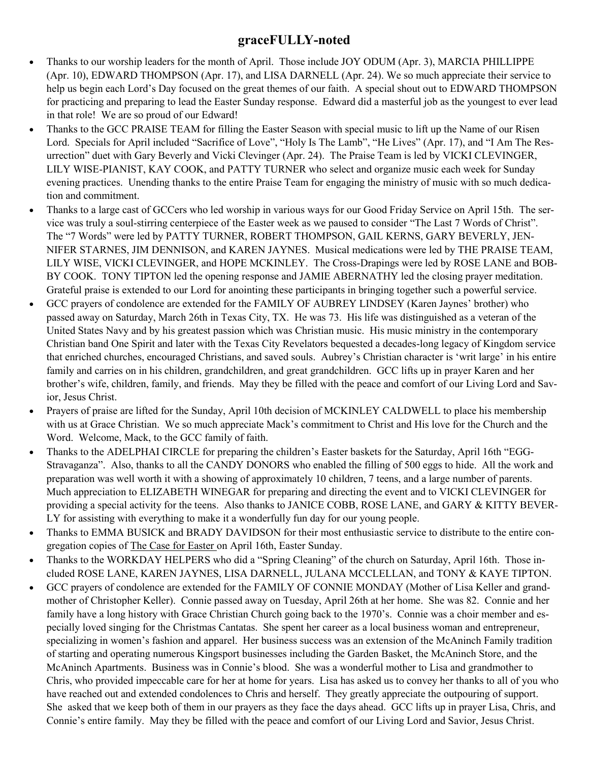## graceFULLY-noted

- Thanks to our worship leaders for the month of April. Those include JOY ODUM (Apr. 3), MARCIA PHILLIPPE (Apr. 10), EDWARD THOMPSON (Apr. 17), and LISA DARNELL (Apr. 24). We so much appreciate their service to help us begin each Lord's Day focused on the great themes of our faith. A special shout out to EDWARD THOMPSON for practicing and preparing to lead the Easter Sunday response. Edward did a masterful job as the youngest to ever lead in that role! We are so proud of our Edward!
- Thanks to the GCC PRAISE TEAM for filling the Easter Season with special music to lift up the Name of our Risen Lord. Specials for April included "Sacrifice of Love", "Holy Is The Lamb", "He Lives" (Apr. 17), and "I Am The Resurrection" duet with Gary Beverly and Vicki Clevinger (Apr. 24). The Praise Team is led by VICKI CLEVINGER, LILY WISE-PIANIST, KAY COOK, and PATTY TURNER who select and organize music each week for Sunday evening practices. Unending thanks to the entire Praise Team for engaging the ministry of music with so much dedication and commitment.
- Thanks to a large cast of GCCers who led worship in various ways for our Good Friday Service on April 15th. The service was truly a soul-stirring centerpiece of the Easter week as we paused to consider "The Last 7 Words of Christ". The "7 Words" were led by PATTY TURNER, ROBERT THOMPSON, GAIL KERNS, GARY BEVERLY, JENNIFER STARNES, JIM DENNISON, and KAREN JAYNES. Musical medications were led by THE PRAISE TEAM, LILY WISE, VICKI CLEVINGER, and HOPE MCKINLEY. The Cross-Drapings were led by ROSE LANE and BOBBY COOK. TONY TIPTON led the opening response and JAMIE ABERNATHY led the closing prayer meditation. Grateful praise is extended to our Lord for anointing these participants in bringing together such a powerful service.
- GCC prayers of condolence are extended for the FAMILY OF AUBREY LINDSEY (Karen Jaynes' brother) who passed away on Saturday, March 26th in Texas City, TX. He was 73. His life was distinguished as a veteran of the United States Navy and by his greatest passion which was Christian music. His music ministry in the contemporary Christian band One Spirit and later with the Texas City Revelators bequested a decades-long legacy of Kingdom service that enriched churches, encouraged Christians, and saved souls. Aubrey's Christian character is 'writ large' in his entire family and carries on in his children, grandchildren, and great grandchildren. GCC lifts up in prayer Karen and her brother's wife, children, family, and friends. May they be filled with the peace and comfort of our Living Lord and Savior, Jesus Christ.
- Prayers of praise are lifted for the Sunday, April 10th decision of MCKINLEY CALDWELL to place his membership with us at Grace Christian. We so much appreciate Mack's commitment to Christ and His love for the Church and the Word. Welcome, Mack, to the GCC family of faith.
- Thanks to the ADELPHAI CIRCLE for preparing the children's Easter baskets for the Saturday, April 16th "EGG-Stravaganza". Also, thanks to all the CANDY DONORS who enabled the filling of 500 eggs to hide. All the work and preparation was well worth it with a showing of approximately 10 children, 7 teens, and a large number of parents. Much appreciation to ELIZABETH WINEGAR for preparing and directing the event and to VICKI CLEVINGER for providing a special activity for the teens. Also thanks to JANICE COBB, ROSE LANE, and GARY & KITTY BEVERLY for assisting with everything to make it a wonderfully fun day for our young people.
- Thanks to EMMA BUSICK and BRADY DAVIDSON for their most enthusiastic service to distribute to the entire congregation copies of The Case for Easter on April 16th, Easter Sunday.
- Thanks to the WORKDAY HELPERS who did a "Spring Cleaning" of the church on Saturday, April 16th. Those included ROSE LANE, KAREN JAYNES, LISA DARNELL, JULANA MCCLELLAN, and TONY & KAYE TIPTON.
- GCC prayers of condolence are extended for the FAMILY OF CONNIE MONDAY (Mother of Lisa Keller and grandmother of Christopher Keller). Connie passed away on Tuesday, April 26th at her home. She was 82. Connie and her family have a long history with Grace Christian Church going back to the 1970's. Connie was a choir member and especially loved singing for the Christmas Cantatas. She spent her career as a local business woman and entrepreneur, specializing in women's fashion and apparel. Her business success was an extension of the McAninch Family tradition of starting and operating numerous Kingsport businesses including the Garden Basket, the McAninch Store, and the McAninch Apartments. Business was in Connie's blood. She was a wonderful mother to Lisa and grandmother to Chris, who provided impeccable care for her at home for years. Lisa has asked us to convey her thanks to all of you who have reached out and extended condolences to Chris and herself. They greatly appreciate the outpouring of support. She asked that we keep both of them in our prayers as they face the days ahead. GCC lifts up in prayer Lisa, Chris, and Connie's entire family. May they be filled with the peace and comfort of our Living Lord and Savior, Jesus Christ.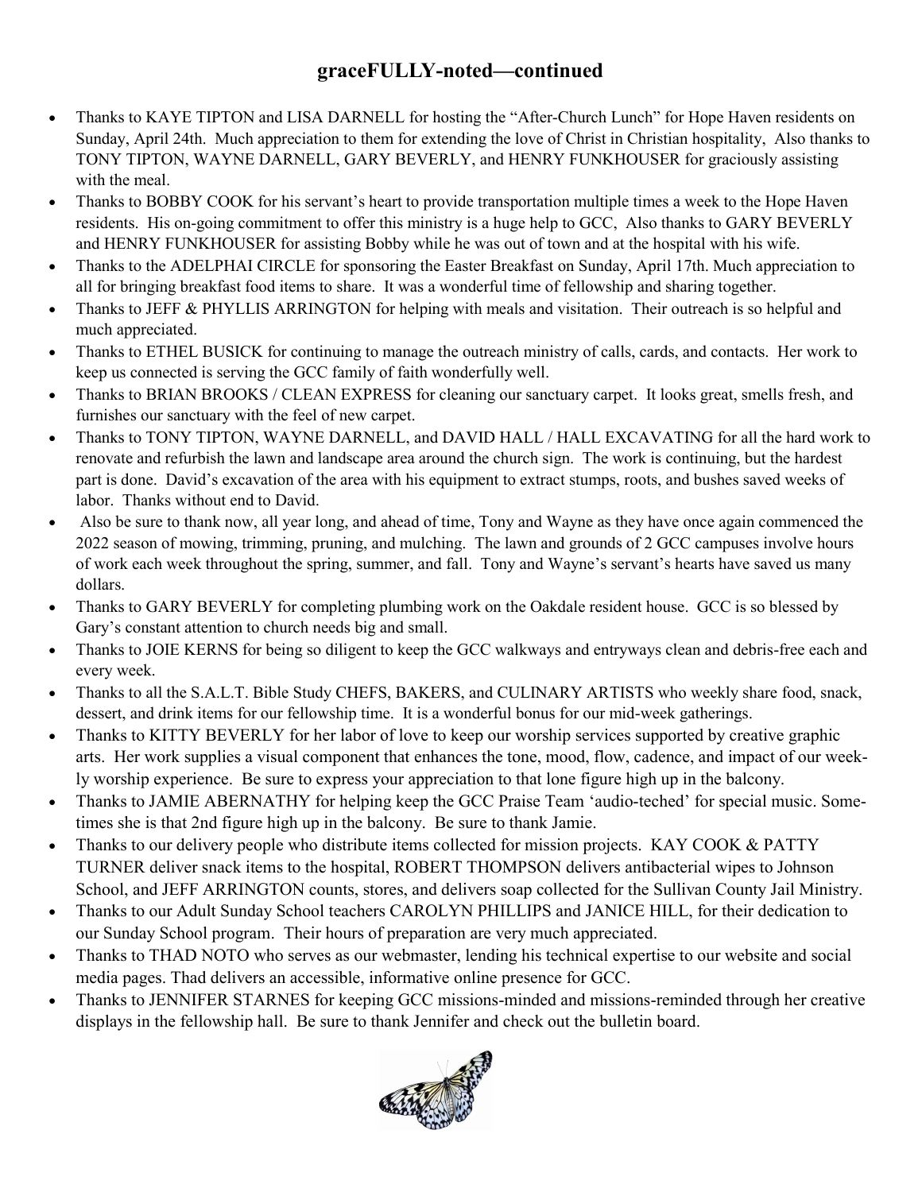## graceFULLY-noted—continued

- Thanks to KAYE TIPTON and LISA DARNELL for hosting the "After-Church Lunch" for Hope Haven residents on Sunday, April 24th. Much appreciation to them for extending the love of Christ in Christian hospitality, Also thanks to TONY TIPTON, WAYNE DARNELL, GARY BEVERLY, and HENRY FUNKHOUSER for graciously assisting with the meal.
- Thanks to BOBBY COOK for his servant's heart to provide transportation multiple times a week to the Hope Haven residents. His on-going commitment to offer this ministry is a huge help to GCC, Also thanks to GARY BEVERLY and HENRY FUNKHOUSER for assisting Bobby while he was out of town and at the hospital with his wife.
- Thanks to the ADELPHAI CIRCLE for sponsoring the Easter Breakfast on Sunday, April 17th. Much appreciation to all for bringing breakfast food items to share. It was a wonderful time of fellowship and sharing together.
- Thanks to JEFF & PHYLLIS ARRINGTON for helping with meals and visitation. Their outreach is so helpful and much appreciated.
- Thanks to ETHEL BUSICK for continuing to manage the outreach ministry of calls, cards, and contacts. Her work to keep us connected is serving the GCC family of faith wonderfully well.
- Thanks to BRIAN BROOKS / CLEAN EXPRESS for cleaning our sanctuary carpet. It looks great, smells fresh, and furnishes our sanctuary with the feel of new carpet.
- Thanks to TONY TIPTON, WAYNE DARNELL, and DAVID HALL / HALL EXCAVATING for all the hard work to renovate and refurbish the lawn and landscape area around the church sign. The work is continuing, but the hardest part is done. David's excavation of the area with his equipment to extract stumps, roots, and bushes saved weeks of labor. Thanks without end to David.
- Also be sure to thank now, all year long, and ahead of time, Tony and Wayne as they have once again commenced the 2022 season of mowing, trimming, pruning, and mulching. The lawn and grounds of 2 GCC campuses involve hours of work each week throughout the spring, summer, and fall. Tony and Wayne's servant's hearts have saved us many dollars.
- Thanks to GARY BEVERLY for completing plumbing work on the Oakdale resident house. GCC is so blessed by Gary's constant attention to church needs big and small.
- Thanks to JOIE KERNS for being so diligent to keep the GCC walkways and entryways clean and debris-free each and every week.
- Thanks to all the S.A.L.T. Bible Study CHEFS, BAKERS, and CULINARY ARTISTS who weekly share food, snack, dessert, and drink items for our fellowship time. It is a wonderful bonus for our mid-week gatherings.
- Thanks to KITTY BEVERLY for her labor of love to keep our worship services supported by creative graphic arts. Her work supplies a visual component that enhances the tone, mood, flow, cadence, and impact of our weekly worship experience. Be sure to express your appreciation to that lone figure high up in the balcony.
- Thanks to JAMIE ABERNATHY for helping keep the GCC Praise Team 'audio-teched' for special music. Sometimes she is that 2nd figure high up in the balcony. Be sure to thank Jamie.
- Thanks to our delivery people who distribute items collected for mission projects. KAY COOK & PATTY TURNER deliver snack items to the hospital, ROBERT THOMPSON delivers antibacterial wipes to Johnson School, and JEFF ARRINGTON counts, stores, and delivers soap collected for the Sullivan County Jail Ministry.
- Thanks to our Adult Sunday School teachers CAROLYN PHILLIPS and JANICE HILL, for their dedication to our Sunday School program. Their hours of preparation are very much appreciated.
- Thanks to THAD NOTO who serves as our webmaster, lending his technical expertise to our website and social media pages. Thad delivers an accessible, informative online presence for GCC.
- Thanks to JENNIFER STARNES for keeping GCC missions-minded and missions-reminded through her creative displays in the fellowship hall. Be sure to thank Jennifer and check out the bulletin board.